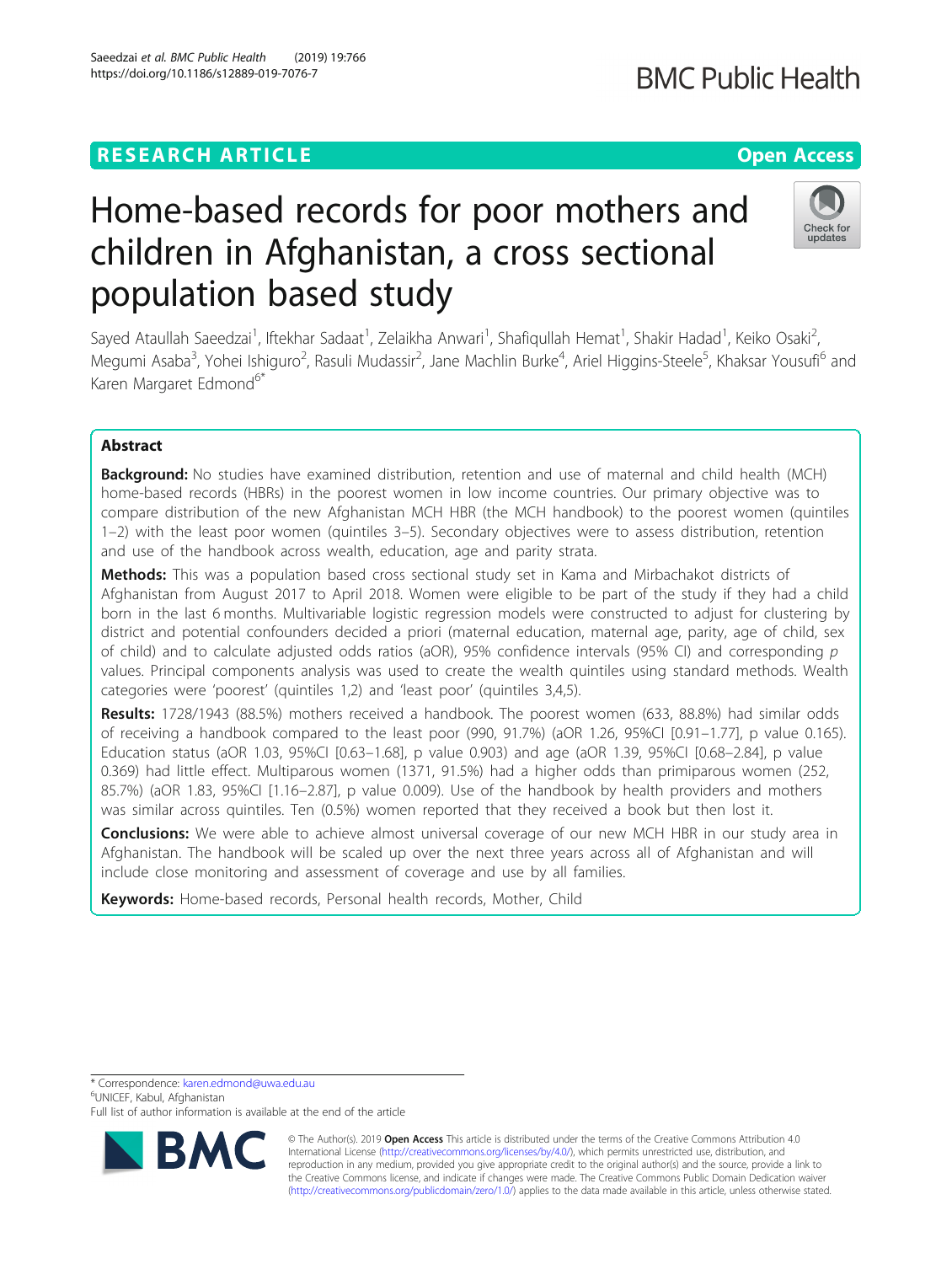RESEARCH ARTICLE

Open Access

# Home-based records for poor mothers and children in Afghanistan, a cross sectional population based study

Sayed Ataullah Saeedzai[1], Iftekhar Sadaat[1], Zelaikha Anwari[1], Shafiqullah Hemat[1], Shakir Hadad[1], Keiko Osaki[2], Megumi Asaba[3], Yohei Ishiguro[2], Rasuli Mudassir[2], Jane Machlin Burke[4], Ariel Higgins-Steele[5], Khaksar Yousufi[6] and Karen Margaret Edmond[6*]

## Abstract

**Background:** No studies have examined distribution, retention and use of maternal and child health (MCH) home-based records (HBRs) in the poorest women in low income countries. Our primary objective was to compare distribution of the new Afghanistan MCH HBR (the MCH handbook) to the poorest women (quintiles 1–2) with the least poor women (quintiles 3–5). Secondary objectives were to assess distribution, retention and use of the handbook across wealth, education, age and parity strata.

**Methods:** This was a population based cross sectional study set in Kama and Mirbachakot districts of Afghanistan from August 2017 to April 2018. Women were eligible to be part of the study if they had a child born in the last 6 months. Multivariable logistic regression models were constructed to adjust for clustering by district and potential confounders decided a priori (maternal education, maternal age, parity, age of child, sex of child) and to calculate adjusted odds ratios (aOR), 95% confidence intervals (95% CI) and corresponding *p* values. Principal components analysis was used to create the wealth quintiles using standard methods. Wealth categories were 'poorest' (quintiles 1,2) and 'least poor' (quintiles 3,4,5).

**Results:** 1728/1943 (88.5%) mothers received a handbook. The poorest women (633, 88.8%) had similar odds of receiving a handbook compared to the least poor (990, 91.7%) (aOR 1.26, 95%CI [0.91–1.77], p value 0.165). Education status (aOR 1.03, 95%CI [0.63–1.68], p value 0.903) and age (aOR 1.39, 95%CI [0.68–2.84], p value 0.369) had little effect. Multiparous women (1371, 91.5%) had a higher odds than primiparous women (252, 85.7%) (aOR 1.83, 95%CI [1.16–2.87], p value 0.009). Use of the handbook by health providers and mothers was similar across quintiles. Ten (0.5%) women reported that they received a book but then lost it.

**Conclusions:** We were able to achieve almost universal coverage of our new MCH HBR in our study area in Afghanistan. The handbook will be scaled up over the next three years across all of Afghanistan and will include close monitoring and assessment of coverage and use by all families.

**Keywords:** Home-based records, Personal health records, Mother, Child

---

\* Correspondence: karen.edmond@uwa.edu.au
[6]UNICEF, Kabul, Afghanistan
Full list of author information is available at the end of the article

© The Author(s). 2019 **Open Access** This article is distributed under the terms of the Creative Commons Attribution 4.0 International License (http://creativecommons.org/licenses/by/4.0/), which permits unrestricted use, distribution, and reproduction in any medium, provided you give appropriate credit to the original author(s) and the source, provide a link to the Creative Commons license, and indicate if changes were made. The Creative Commons Public Domain Dedication waiver (http://creativecommons.org/publicdomain/zero/1.0/) applies to the data made available in this article, unless otherwise stated.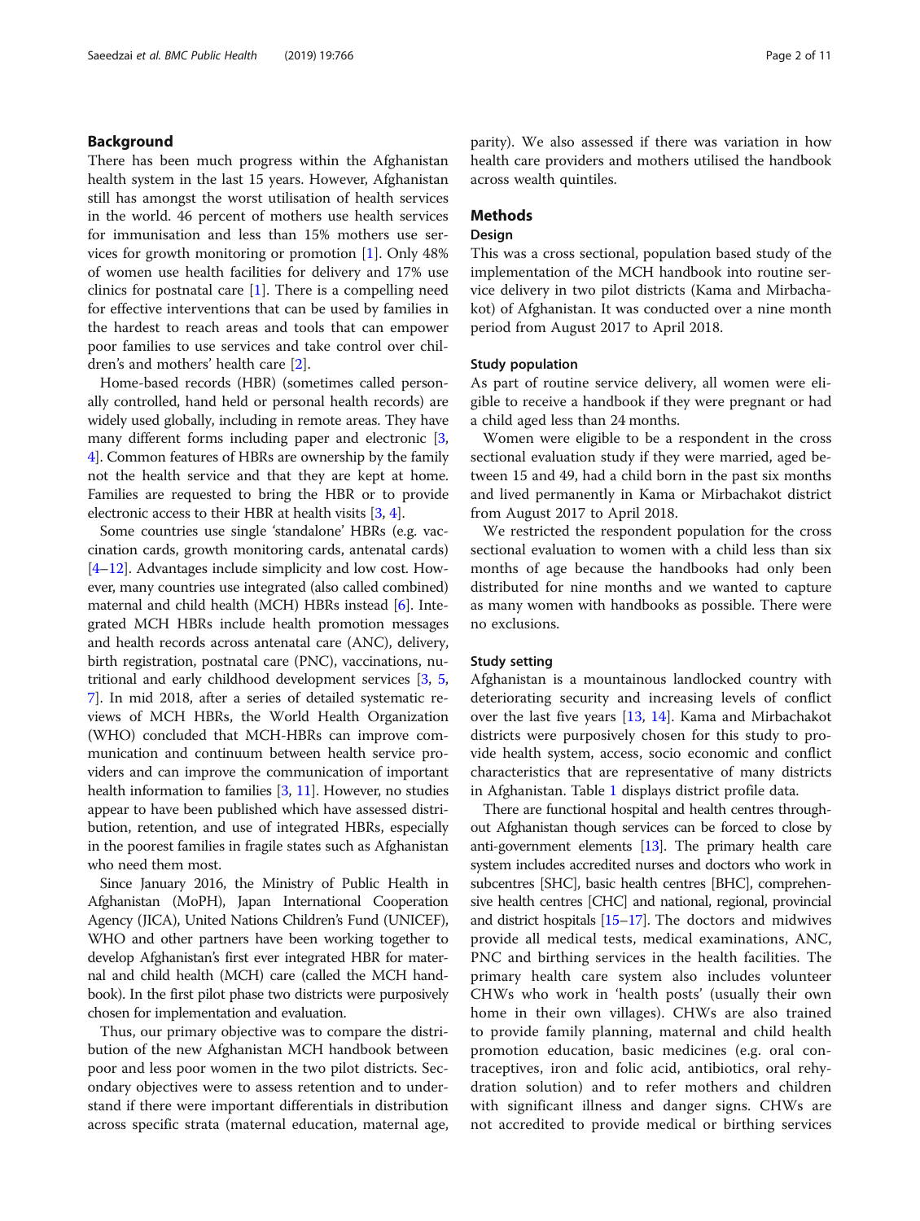## Background

There has been much progress within the Afghanistan health system in the last 15 years. However, Afghanistan still has amongst the worst utilisation of health services in the world. 46 percent of mothers use health services for immunisation and less than 15% mothers use services for growth monitoring or promotion [1]. Only 48% of women use health facilities for delivery and 17% use clinics for postnatal care [1]. There is a compelling need for effective interventions that can be used by families in the hardest to reach areas and tools that can empower poor families to use services and take control over children's and mothers' health care [2].

Home-based records (HBR) (sometimes called personally controlled, hand held or personal health records) are widely used globally, including in remote areas. They have many different forms including paper and electronic [3, 4]. Common features of HBRs are ownership by the family not the health service and that they are kept at home. Families are requested to bring the HBR or to provide electronic access to their HBR at health visits [3, 4].

Some countries use single 'standalone' HBRs (e.g. vaccination cards, growth monitoring cards, antenatal cards) [4–12]. Advantages include simplicity and low cost. However, many countries use integrated (also called combined) maternal and child health (MCH) HBRs instead [6]. Integrated MCH HBRs include health promotion messages and health records across antenatal care (ANC), delivery, birth registration, postnatal care (PNC), vaccinations, nutritional and early childhood development services [3, 5, 7]. In mid 2018, after a series of detailed systematic reviews of MCH HBRs, the World Health Organization (WHO) concluded that MCH-HBRs can improve communication and continuum between health service providers and can improve the communication of important health information to families [3, 11]. However, no studies appear to have been published which have assessed distribution, retention, and use of integrated HBRs, especially in the poorest families in fragile states such as Afghanistan who need them most.

Since January 2016, the Ministry of Public Health in Afghanistan (MoPH), Japan International Cooperation Agency (JICA), United Nations Children's Fund (UNICEF), WHO and other partners have been working together to develop Afghanistan's first ever integrated HBR for maternal and child health (MCH) care (called the MCH handbook). In the first pilot phase two districts were purposively chosen for implementation and evaluation.

Thus, our primary objective was to compare the distribution of the new Afghanistan MCH handbook between poor and less poor women in the two pilot districts. Secondary objectives were to assess retention and to understand if there were important differentials in distribution across specific strata (maternal education, maternal age, parity). We also assessed if there was variation in how health care providers and mothers utilised the handbook across wealth quintiles.

## Methods

### Design

This was a cross sectional, population based study of the implementation of the MCH handbook into routine service delivery in two pilot districts (Kama and Mirbachakot) of Afghanistan. It was conducted over a nine month period from August 2017 to April 2018.

### Study population

As part of routine service delivery, all women were eligible to receive a handbook if they were pregnant or had a child aged less than 24 months.

Women were eligible to be a respondent in the cross sectional evaluation study if they were married, aged between 15 and 49, had a child born in the past six months and lived permanently in Kama or Mirbachakot district from August 2017 to April 2018.

We restricted the respondent population for the cross sectional evaluation to women with a child less than six months of age because the handbooks had only been distributed for nine months and we wanted to capture as many women with handbooks as possible. There were no exclusions.

### Study setting

Afghanistan is a mountainous landlocked country with deteriorating security and increasing levels of conflict over the last five years [13, 14]. Kama and Mirbachakot districts were purposively chosen for this study to provide health system, access, socio economic and conflict characteristics that are representative of many districts in Afghanistan. Table 1 displays district profile data.

There are functional hospital and health centres throughout Afghanistan though services can be forced to close by anti-government elements [13]. The primary health care system includes accredited nurses and doctors who work in subcentres [SHC], basic health centres [BHC], comprehensive health centres [CHC] and national, regional, provincial and district hospitals [15–17]. The doctors and midwives provide all medical tests, medical examinations, ANC, PNC and birthing services in the health facilities. The primary health care system also includes volunteer CHWs who work in 'health posts' (usually their own home in their own villages). CHWs are also trained to provide family planning, maternal and child health promotion education, basic medicines (e.g. oral contraceptives, iron and folic acid, antibiotics, oral rehydration solution) and to refer mothers and children with significant illness and danger signs. CHWs are not accredited to provide medical or birthing services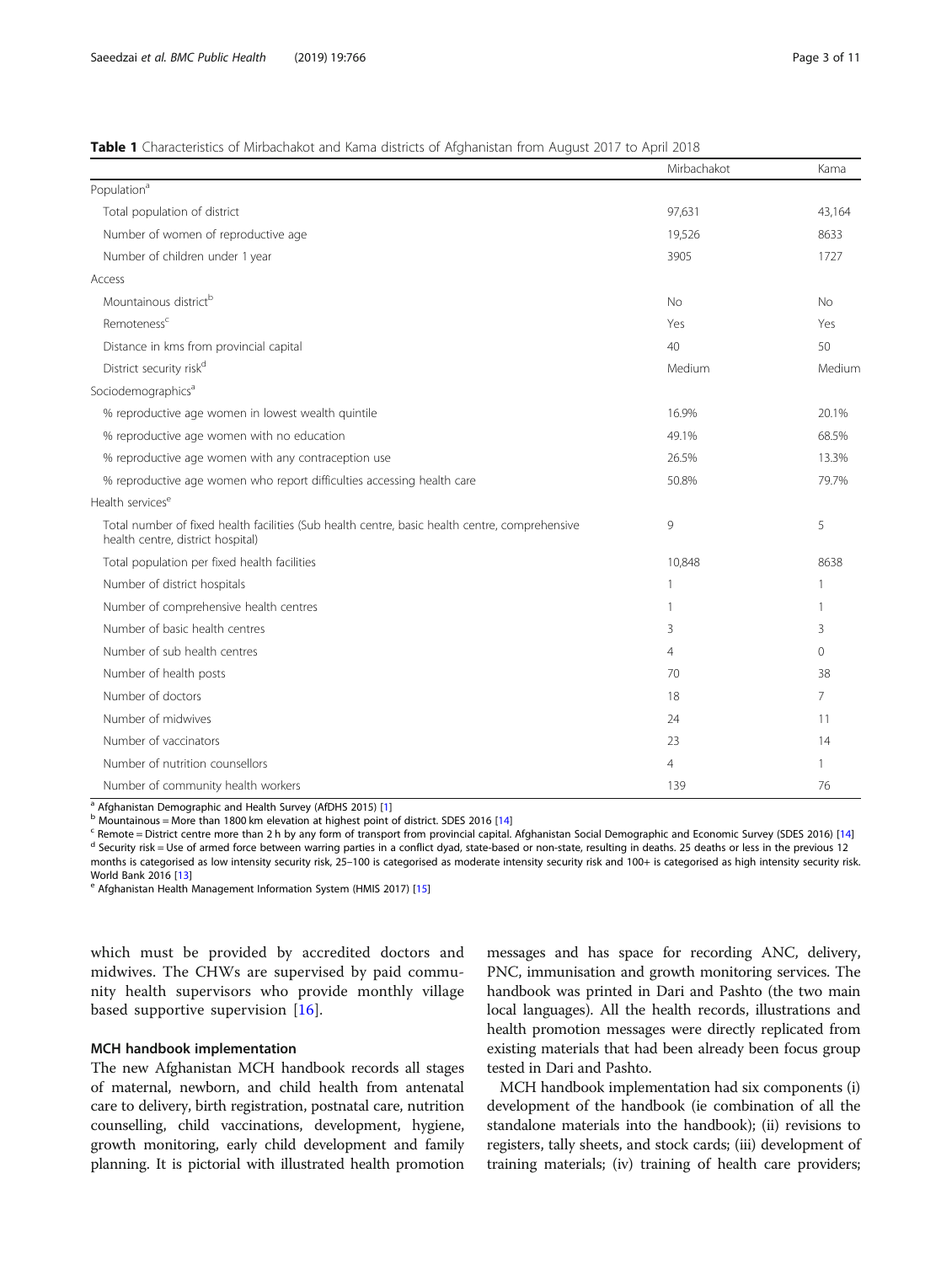**Table 1** Characteristics of Mirbachakot and Kama districts of Afghanistan from August 2017 to April 2018

| | Mirbachakot | Kama |
|---|---|---|
| Population[a] | | |
| Total population of district | 97,631 | 43,164 |
| Number of women of reproductive age | 19,526 | 8633 |
| Number of children under 1 year | 3905 | 1727 |
| Access | | |
| Mountainous district[b] | No | No |
| Remoteness[c] | Yes | Yes |
| Distance in kms from provincial capital | 40 | 50 |
| District security risk[d] | Medium | Medium |
| Sociodemographics[a] | | |
| % reproductive age women in lowest wealth quintile | 16.9% | 20.1% |
| % reproductive age women with no education | 49.1% | 68.5% |
| % reproductive age women with any contraception use | 26.5% | 13.3% |
| % reproductive age women who report difficulties accessing health care | 50.8% | 79.7% |
| Health services[e] | | |
| Total number of fixed health facilities (Sub health centre, basic health centre, comprehensive health centre, district hospital) | 9 | 5 |
| Total population per fixed health facilities | 10,848 | 8638 |
| Number of district hospitals | 1 | 1 |
| Number of comprehensive health centres | 1 | 1 |
| Number of basic health centres | 3 | 3 |
| Number of sub health centres | 4 | 0 |
| Number of health posts | 70 | 38 |
| Number of doctors | 18 | 7 |
| Number of midwives | 24 | 11 |
| Number of vaccinators | 23 | 14 |
| Number of nutrition counsellors | 4 | 1 |
| Number of community health workers | 139 | 76 |

[a] Afghanistan Demographic and Health Survey (AfDHS 2015) [1]
[b] Mountainous = More than 1800 km elevation at highest point of district. SDES 2016 [14]
[c] Remote = District centre more than 2 h by any form of transport from provincial capital. Afghanistan Social Demographic and Economic Survey (SDES 2016) [14]
[d] Security risk = Use of armed force between warring parties in a conflict dyad, state-based or non-state, resulting in deaths. 25 deaths or less in the previous 12 months is categorised as low intensity security risk, 25–100 is categorised as moderate intensity security risk and 100+ is categorised as high intensity security risk. World Bank 2016 [13]
[e] Afghanistan Health Management Information System (HMIS 2017) [15]

which must be provided by accredited doctors and midwives. The CHWs are supervised by paid community health supervisors who provide monthly village based supportive supervision [16].

### MCH handbook implementation

The new Afghanistan MCH handbook records all stages of maternal, newborn, and child health from antenatal care to delivery, birth registration, postnatal care, nutrition counselling, child vaccinations, development, hygiene, growth monitoring, early child development and family planning. It is pictorial with illustrated health promotion messages and has space for recording ANC, delivery, PNC, immunisation and growth monitoring services. The handbook was printed in Dari and Pashto (the two main local languages). All the health records, illustrations and health promotion messages were directly replicated from existing materials that had been already been focus group tested in Dari and Pashto.

MCH handbook implementation had six components (i) development of the handbook (ie combination of all the standalone materials into the handbook); (ii) revisions to registers, tally sheets, and stock cards; (iii) development of training materials; (iv) training of health care providers;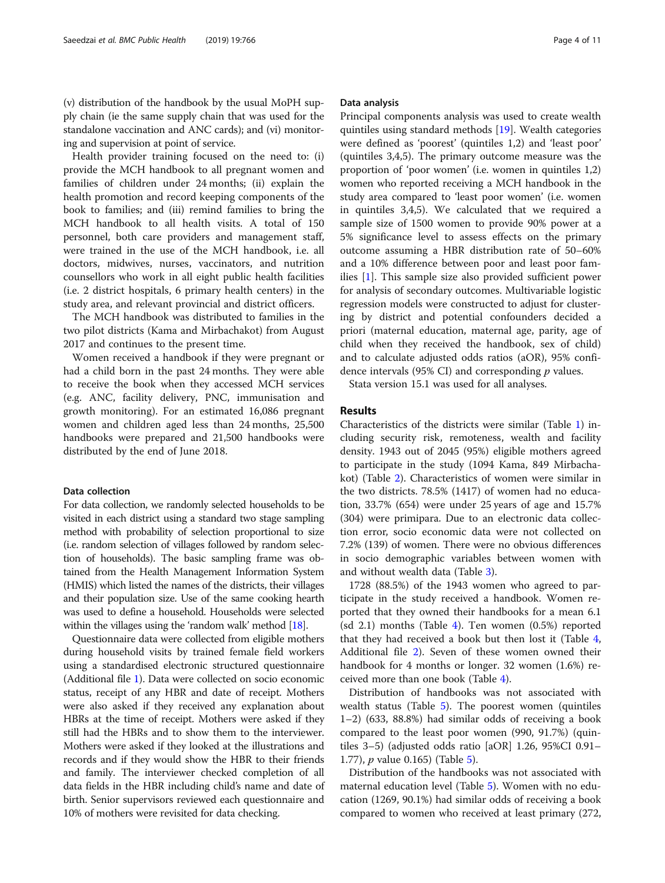(v) distribution of the handbook by the usual MoPH supply chain (ie the same supply chain that was used for the standalone vaccination and ANC cards); and (vi) monitoring and supervision at point of service.

Health provider training focused on the need to: (i) provide the MCH handbook to all pregnant women and families of children under 24 months; (ii) explain the health promotion and record keeping components of the book to families; and (iii) remind families to bring the MCH handbook to all health visits. A total of 150 personnel, both care providers and management staff, were trained in the use of the MCH handbook, i.e. all doctors, midwives, nurses, vaccinators, and nutrition counsellors who work in all eight public health facilities (i.e. 2 district hospitals, 6 primary health centers) in the study area, and relevant provincial and district officers.

The MCH handbook was distributed to families in the two pilot districts (Kama and Mirbachakot) from August 2017 and continues to the present time.

Women received a handbook if they were pregnant or had a child born in the past 24 months. They were able to receive the book when they accessed MCH services (e.g. ANC, facility delivery, PNC, immunisation and growth monitoring). For an estimated 16,086 pregnant women and children aged less than 24 months, 25,500 handbooks were prepared and 21,500 handbooks were distributed by the end of June 2018.

### Data collection

For data collection, we randomly selected households to be visited in each district using a standard two stage sampling method with probability of selection proportional to size (i.e. random selection of villages followed by random selection of households). The basic sampling frame was obtained from the Health Management Information System (HMIS) which listed the names of the districts, their villages and their population size. Use of the same cooking hearth was used to define a household. Households were selected within the villages using the 'random walk' method [18].

Questionnaire data were collected from eligible mothers during household visits by trained female field workers using a standardised electronic structured questionnaire (Additional file 1). Data were collected on socio economic status, receipt of any HBR and date of receipt. Mothers were also asked if they received any explanation about HBRs at the time of receipt. Mothers were asked if they still had the HBRs and to show them to the interviewer. Mothers were asked if they looked at the illustrations and records and if they would show the HBR to their friends and family. The interviewer checked completion of all data fields in the HBR including child's name and date of birth. Senior supervisors reviewed each questionnaire and 10% of mothers were revisited for data checking.

### Data analysis

Principal components analysis was used to create wealth quintiles using standard methods [19]. Wealth categories were defined as 'poorest' (quintiles 1,2) and 'least poor' (quintiles 3,4,5). The primary outcome measure was the proportion of 'poor women' (i.e. women in quintiles 1,2) women who reported receiving a MCH handbook in the study area compared to 'least poor women' (i.e. women in quintiles 3,4,5). We calculated that we required a sample size of 1500 women to provide 90% power at a 5% significance level to assess effects on the primary outcome assuming a HBR distribution rate of 50–60% and a 10% difference between poor and least poor families [1]. This sample size also provided sufficient power for analysis of secondary outcomes. Multivariable logistic regression models were constructed to adjust for clustering by district and potential confounders decided a priori (maternal education, maternal age, parity, age of child when they received the handbook, sex of child) and to calculate adjusted odds ratios (aOR), 95% confidence intervals (95% CI) and corresponding *p* values.

Stata version 15.1 was used for all analyses.

## Results

Characteristics of the districts were similar (Table 1) including security risk, remoteness, wealth and facility density. 1943 out of 2045 (95%) eligible mothers agreed to participate in the study (1094 Kama, 849 Mirbachakot) (Table 2). Characteristics of women were similar in the two districts. 78.5% (1417) of women had no education, 33.7% (654) were under 25 years of age and 15.7% (304) were primipara. Due to an electronic data collection error, socio economic data were not collected on 7.2% (139) of women. There were no obvious differences in socio demographic variables between women with and without wealth data (Table 3).

1728 (88.5%) of the 1943 women who agreed to participate in the study received a handbook. Women reported that they owned their handbooks for a mean 6.1 (sd 2.1) months (Table 4). Ten women (0.5%) reported that they had received a book but then lost it (Table 4, Additional file 2). Seven of these women owned their handbook for 4 months or longer. 32 women (1.6%) received more than one book (Table 4).

Distribution of handbooks was not associated with wealth status (Table 5). The poorest women (quintiles 1–2) (633, 88.8%) had similar odds of receiving a book compared to the least poor women (990, 91.7%) (quintiles 3–5) (adjusted odds ratio [aOR] 1.26, 95%CI 0.91–1.77), *p* value 0.165) (Table 5).

Distribution of the handbooks was not associated with maternal education level (Table 5). Women with no education (1269, 90.1%) had similar odds of receiving a book compared to women who received at least primary (272,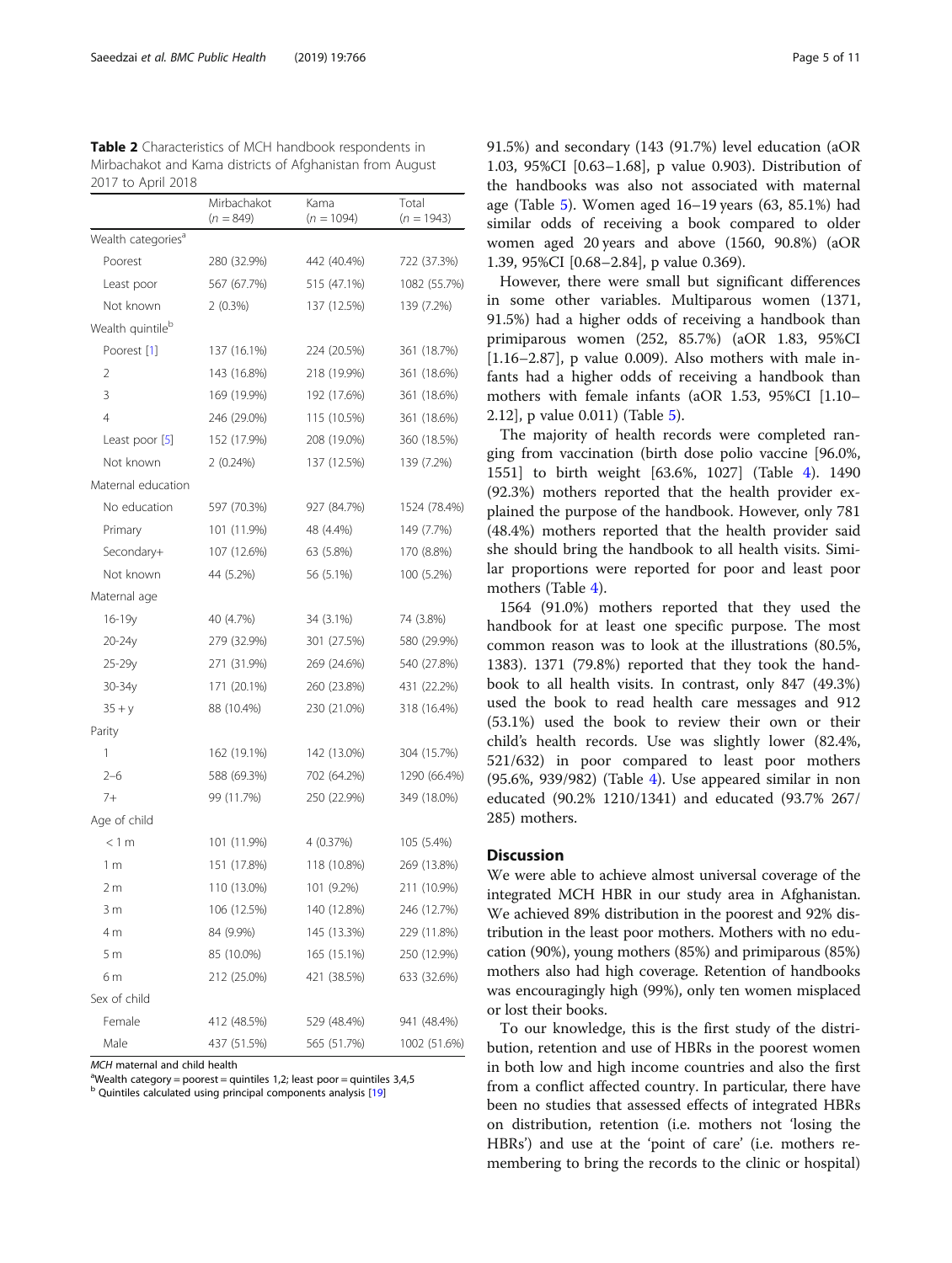**Table 2** Characteristics of MCH handbook respondents in Mirbachakot and Kama districts of Afghanistan from August 2017 to April 2018

| | Mirbachakot ($n = 849$) | Kama ($n = 1094$) | Total ($n = 1943$) |
|---|---|---|---|
| Wealth categories[a] | | | |
| Poorest | 280 (32.9%) | 442 (40.4%) | 722 (37.3%) |
| Least poor | 567 (67.7%) | 515 (47.1%) | 1082 (55.7%) |
| Not known | 2 (0.3%) | 137 (12.5%) | 139 (7.2%) |
| Wealth quintile[b] | | | |
| Poorest [1] | 137 (16.1%) | 224 (20.5%) | 361 (18.7%) |
| 2 | 143 (16.8%) | 218 (19.9%) | 361 (18.6%) |
| 3 | 169 (19.9%) | 192 (17.6%) | 361 (18.6%) |
| 4 | 246 (29.0%) | 115 (10.5%) | 361 (18.6%) |
| Least poor [5] | 152 (17.9%) | 208 (19.0%) | 360 (18.5%) |
| Not known | 2 (0.24%) | 137 (12.5%) | 139 (7.2%) |
| Maternal education | | | |
| No education | 597 (70.3%) | 927 (84.7%) | 1524 (78.4%) |
| Primary | 101 (11.9%) | 48 (4.4%) | 149 (7.7%) |
| Secondary+ | 107 (12.6%) | 63 (5.8%) | 170 (8.8%) |
| Not known | 44 (5.2%) | 56 (5.1%) | 100 (5.2%) |
| Maternal age | | | |
| 16-19y | 40 (4.7%) | 34 (3.1%) | 74 (3.8%) |
| 20-24y | 279 (32.9%) | 301 (27.5%) | 580 (29.9%) |
| 25-29y | 271 (31.9%) | 269 (24.6%) | 540 (27.8%) |
| 30-34y | 171 (20.1%) | 260 (23.8%) | 431 (22.2%) |
| 35 + y | 88 (10.4%) | 230 (21.0%) | 318 (16.4%) |
| Parity | | | |
| 1 | 162 (19.1%) | 142 (13.0%) | 304 (15.7%) |
| 2–6 | 588 (69.3%) | 702 (64.2%) | 1290 (66.4%) |
| 7+ | 99 (11.7%) | 250 (22.9%) | 349 (18.0%) |
| Age of child | | | |
| < 1 m | 101 (11.9%) | 4 (0.37%) | 105 (5.4%) |
| 1 m | 151 (17.8%) | 118 (10.8%) | 269 (13.8%) |
| 2 m | 110 (13.0%) | 101 (9.2%) | 211 (10.9%) |
| 3 m | 106 (12.5%) | 140 (12.8%) | 246 (12.7%) |
| 4 m | 84 (9.9%) | 145 (13.3%) | 229 (11.8%) |
| 5 m | 85 (10.0%) | 165 (15.1%) | 250 (12.9%) |
| 6 m | 212 (25.0%) | 421 (38.5%) | 633 (32.6%) |
| Sex of child | | | |
| Female | 412 (48.5%) | 529 (48.4%) | 941 (48.4%) |
| Male | 437 (51.5%) | 565 (51.7%) | 1002 (51.6%) |

*MCH* maternal and child health
[a]Wealth category = poorest = quintiles 1,2; least poor = quintiles 3,4,5
[b] Quintiles calculated using principal components analysis [19]

91.5%) and secondary (143 (91.7%) level education (aOR 1.03, 95%CI [0.63–1.68], p value 0.903). Distribution of the handbooks was also not associated with maternal age (Table 5). Women aged 16–19 years (63, 85.1%) had similar odds of receiving a book compared to older women aged 20 years and above (1560, 90.8%) (aOR 1.39, 95%CI [0.68–2.84], p value 0.369).

However, there were small but significant differences in some other variables. Multiparous women (1371, 91.5%) had a higher odds of receiving a handbook than primiparous women (252, 85.7%) (aOR 1.83, 95%CI [1.16–2.87], p value 0.009). Also mothers with male infants had a higher odds of receiving a handbook than mothers with female infants (aOR 1.53, 95%CI [1.10–2.12], p value 0.011) (Table 5).

The majority of health records were completed ranging from vaccination (birth dose polio vaccine [96.0%, 1551] to birth weight [63.6%, 1027] (Table 4). 1490 (92.3%) mothers reported that the health provider explained the purpose of the handbook. However, only 781 (48.4%) mothers reported that the health provider said she should bring the handbook to all health visits. Similar proportions were reported for poor and least poor mothers (Table 4).

1564 (91.0%) mothers reported that they used the handbook for at least one specific purpose. The most common reason was to look at the illustrations (80.5%, 1383). 1371 (79.8%) reported that they took the handbook to all health visits. In contrast, only 847 (49.3%) used the book to read health care messages and 912 (53.1%) used the book to review their own or their child's health records. Use was slightly lower (82.4%, 521/632) in poor compared to least poor mothers (95.6%, 939/982) (Table 4). Use appeared similar in non educated (90.2% 1210/1341) and educated (93.7% 267/285) mothers.

## Discussion

We were able to achieve almost universal coverage of the integrated MCH HBR in our study area in Afghanistan. We achieved 89% distribution in the poorest and 92% distribution in the least poor mothers. Mothers with no education (90%), young mothers (85%) and primiparous (85%) mothers also had high coverage. Retention of handbooks was encouragingly high (99%), only ten women misplaced or lost their books.

To our knowledge, this is the first study of the distribution, retention and use of HBRs in the poorest women in both low and high income countries and also the first from a conflict affected country. In particular, there have been no studies that assessed effects of integrated HBRs on distribution, retention (i.e. mothers not 'losing the HBRs') and use at the 'point of care' (i.e. mothers remembering to bring the records to the clinic or hospital)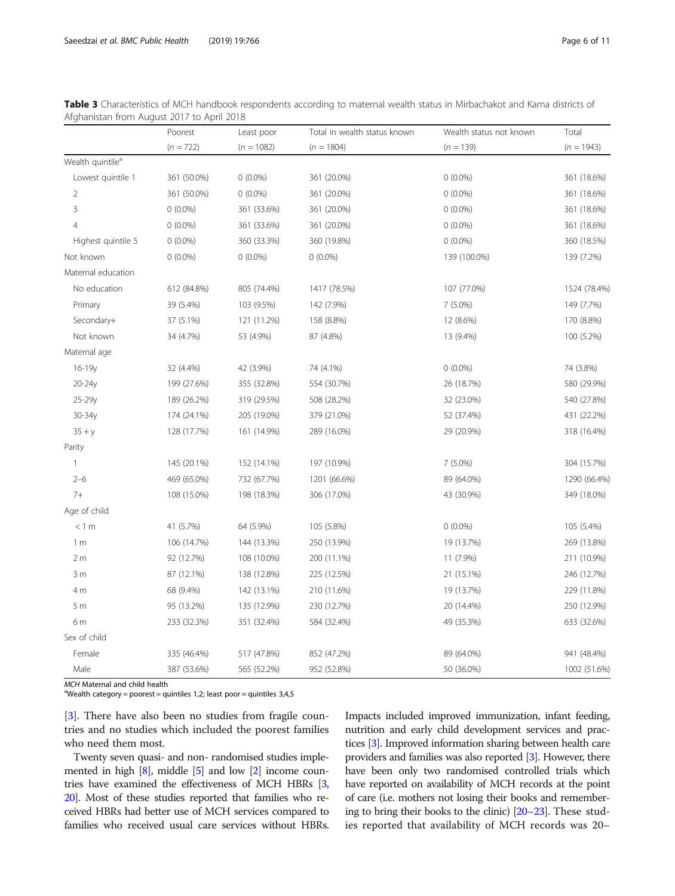**Table 3** Characteristics of MCH handbook respondents according to maternal wealth status in Mirbachakot and Kama districts of Afghanistan from August 2017 to April 2018

| | Poorest | Least poor | Total in wealth status known | Wealth status not known | Total |
|---|---|---|---|---|---|
| | (*n* = 722) | (*n* = 1082) | (*n* = 1804) | (*n* = 139) | (*n* = 1943) |
| Wealth quintile[a] | | | | | |
| Lowest quintile 1 | 361 (50.0%) | 0 (0.0%) | 361 (20.0%) | 0 (0.0%) | 361 (18.6%) |
| 2 | 361 (50.0%) | 0 (0.0%) | 361 (20.0%) | 0 (0.0%) | 361 (18.6%) |
| 3 | 0 (0.0%) | 361 (33.6%) | 361 (20.0%) | 0 (0.0%) | 361 (18.6%) |
| 4 | 0 (0.0%) | 361 (33.6%) | 361 (20.0%) | 0 (0.0%) | 361 (18.6%) |
| Highest quintile 5 | 0 (0.0%) | 360 (33.3%) | 360 (19.8%) | 0 (0.0%) | 360 (18.5%) |
| Not known | 0 (0.0%) | 0 (0.0%) | 0 (0.0%) | 139 (100.0%) | 139 (7.2%) |
| Maternal education | | | | | |
| No education | 612 (84.8%) | 805 (74.4%) | 1417 (78.5%) | 107 (77.0%) | 1524 (78.4%) |
| Primary | 39 (5.4%) | 103 (9.5%) | 142 (7.9%) | 7 (5.0%) | 149 (7.7%) |
| Secondary+ | 37 (5.1%) | 121 (11.2%) | 158 (8.8%) | 12 (8.6%) | 170 (8.8%) |
| Not known | 34 (4.7%) | 53 (4.9%) | 87 (4.8%) | 13 (9.4%) | 100 (5.2%) |
| Maternal age | | | | | |
| 16-19y | 32 (4.4%) | 42 (3.9%) | 74 (4.1%) | 0 (0.0%) | 74 (3.8%) |
| 20-24y | 199 (27.6%) | 355 (32.8%) | 554 (30.7%) | 26 (18.7%) | 580 (29.9%) |
| 25-29y | 189 (26.2%) | 319 (29.5%) | 508 (28.2%) | 32 (23.0%) | 540 (27.8%) |
| 30-34y | 174 (24.1%) | 205 (19.0%) | 379 (21.0%) | 52 (37.4%) | 431 (22.2%) |
| 35 + y | 128 (17.7%) | 161 (14.9%) | 289 (16.0%) | 29 (20.9%) | 318 (16.4%) |
| Parity | | | | | |
| 1 | 145 (20.1%) | 152 (14.1%) | 197 (10.9%) | 7 (5.0%) | 304 (15.7%) |
| 2–6 | 469 (65.0%) | 732 (67.7%) | 1201 (66.6%) | 89 (64.0%) | 1290 (66.4%) |
| 7+ | 108 (15.0%) | 198 (18.3%) | 306 (17.0%) | 43 (30.9%) | 349 (18.0%) |
| Age of child | | | | | |
| < 1 m | 41 (5.7%) | 64 (5.9%) | 105 (5.8%) | 0 (0.0%) | 105 (5.4%) |
| 1 m | 106 (14.7%) | 144 (13.3%) | 250 (13.9%) | 19 (13.7%) | 269 (13.8%) |
| 2 m | 92 (12.7%) | 108 (10.0%) | 200 (11.1%) | 11 (7.9%) | 211 (10.9%) |
| 3 m | 87 (12.1%) | 138 (12.8%) | 225 (12.5%) | 21 (15.1%) | 246 (12.7%) |
| 4 m | 68 (9.4%) | 142 (13.1%) | 210 (11.6%) | 19 (13.7%) | 229 (11.8%) |
| 5 m | 95 (13.2%) | 135 (12.9%) | 230 (12.7%) | 20 (14.4%) | 250 (12.9%) |
| 6 m | 233 (32.3%) | 351 (32.4%) | 584 (32.4%) | 49 (35.3%) | 633 (32.6%) |
| Sex of child | | | | | |
| Female | 335 (46.4%) | 517 (47.8%) | 852 (47.2%) | 89 (64.0%) | 941 (48.4%) |
| Male | 387 (53.6%) | 565 (52.2%) | 952 (52.8%) | 50 (36.0%) | 1002 (51.6%) |

*MCH* Maternal and child health
[a]Wealth category = poorest = quintiles 1,2; least poor = quintiles 3,4,5

[3]. There have also been no studies from fragile countries and no studies which included the poorest families who need them most.

Twenty seven quasi- and non- randomised studies implemented in high [8], middle [5] and low [2] income countries have examined the effectiveness of MCH HBRs [3, 20]. Most of these studies reported that families who received HBRs had better use of MCH services compared to families who received usual care services without HBRs. Impacts included improved immunization, infant feeding, nutrition and early child development services and practices [3]. Improved information sharing between health care providers and families was also reported [3]. However, there have been only two randomised controlled trials which have reported on availability of MCH records at the point of care (i.e. mothers not losing their books and remembering to bring their books to the clinic) [20–23]. These studies reported that availability of MCH records was 20–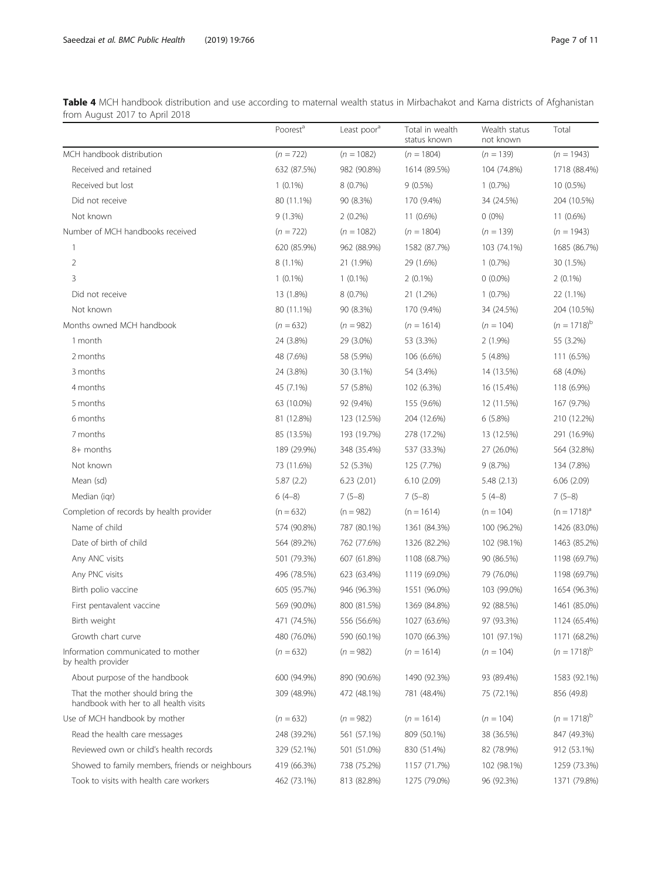**Table 4** MCH handbook distribution and use according to maternal wealth status in Mirbachakot and Kama districts of Afghanistan from August 2017 to April 2018

| | Poorest[a] | Least poor[a] | Total in wealth status known | Wealth status not known | Total |
|---|---|---|---|---|---|
| MCH handbook distribution | (n = 722) | (n = 1082) | (n = 1804) | (n = 139) | (n = 1943) |
| Received and retained | 632 (87.5%) | 982 (90.8%) | 1614 (89.5%) | 104 (74.8%) | 1718 (88.4%) |
| Received but lost | 1 (0.1%) | 8 (0.7%) | 9 (0.5%) | 1 (0.7%) | 10 (0.5%) |
| Did not receive | 80 (11.1%) | 90 (8.3%) | 170 (9.4%) | 34 (24.5%) | 204 (10.5%) |
| Not known | 9 (1.3%) | 2 (0.2%) | 11 (0.6%) | 0 (0%) | 11 (0.6%) |
| Number of MCH handbooks received | (n = 722) | (n = 1082) | (n = 1804) | (n = 139) | (n = 1943) |
| 1 | 620 (85.9%) | 962 (88.9%) | 1582 (87.7%) | 103 (74.1%) | 1685 (86.7%) |
| 2 | 8 (1.1%) | 21 (1.9%) | 29 (1.6%) | 1 (0.7%) | 30 (1.5%) |
| 3 | 1 (0.1%) | 1 (0.1%) | 2 (0.1%) | 0 (0.0%) | 2 (0.1%) |
| Did not receive | 13 (1.8%) | 8 (0.7%) | 21 (1.2%) | 1 (0.7%) | 22 (1.1%) |
| Not known | 80 (11.1%) | 90 (8.3%) | 170 (9.4%) | 34 (24.5%) | 204 (10.5%) |
| Months owned MCH handbook | (n = 632) | (n = 982) | (n = 1614) | (n = 104) | (n = 1718)[b] |
| 1 month | 24 (3.8%) | 29 (3.0%) | 53 (3.3%) | 2 (1.9%) | 55 (3.2%) |
| 2 months | 48 (7.6%) | 58 (5.9%) | 106 (6.6%) | 5 (4.8%) | 111 (6.5%) |
| 3 months | 24 (3.8%) | 30 (3.1%) | 54 (3.4%) | 14 (13.5%) | 68 (4.0%) |
| 4 months | 45 (7.1%) | 57 (5.8%) | 102 (6.3%) | 16 (15.4%) | 118 (6.9%) |
| 5 months | 63 (10.0%) | 92 (9.4%) | 155 (9.6%) | 12 (11.5%) | 167 (9.7%) |
| 6 months | 81 (12.8%) | 123 (12.5%) | 204 (12.6%) | 6 (5.8%) | 210 (12.2%) |
| 7 months | 85 (13.5%) | 193 (19.7%) | 278 (17.2%) | 13 (12.5%) | 291 (16.9%) |
| 8+ months | 189 (29.9%) | 348 (35.4%) | 537 (33.3%) | 27 (26.0%) | 564 (32.8%) |
| Not known | 73 (11.6%) | 52 (5.3%) | 125 (7.7%) | 9 (8.7%) | 134 (7.8%) |
| Mean (sd) | 5.87 (2.2) | 6.23 (2.01) | 6.10 (2.09) | 5.48 (2.13) | 6.06 (2.09) |
| Median (iqr) | 6 (4–8) | 7 (5–8) | 7 (5–8) | 5 (4–8) | 7 (5–8) |
| Completion of records by health provider | (n = 632) | (n = 982) | (n = 1614) | (n = 104) | (n = 1718)[a] |
| Name of child | 574 (90.8%) | 787 (80.1%) | 1361 (84.3%) | 100 (96.2%) | 1426 (83.0%) |
| Date of birth of child | 564 (89.2%) | 762 (77.6%) | 1326 (82.2%) | 102 (98.1%) | 1463 (85.2%) |
| Any ANC visits | 501 (79.3%) | 607 (61.8%) | 1108 (68.7%) | 90 (86.5%) | 1198 (69.7%) |
| Any PNC visits | 496 (78.5%) | 623 (63.4%) | 1119 (69.0%) | 79 (76.0%) | 1198 (69.7%) |
| Birth polio vaccine | 605 (95.7%) | 946 (96.3%) | 1551 (96.0%) | 103 (99.0%) | 1654 (96.3%) |
| First pentavalent vaccine | 569 (90.0%) | 800 (81.5%) | 1369 (84.8%) | 92 (88.5%) | 1461 (85.0%) |
| Birth weight | 471 (74.5%) | 556 (56.6%) | 1027 (63.6%) | 97 (93.3%) | 1124 (65.4%) |
| Growth chart curve | 480 (76.0%) | 590 (60.1%) | 1070 (66.3%) | 101 (97.1%) | 1171 (68.2%) |
| Information communicated to mother by health provider | (n = 632) | (n = 982) | (n = 1614) | (n = 104) | (n = 1718)[b] |
| About purpose of the handbook | 600 (94.9%) | 890 (90.6%) | 1490 (92.3%) | 93 (89.4%) | 1583 (92.1%) |
| That the mother should bring the handbook with her to all health visits | 309 (48.9%) | 472 (48.1%) | 781 (48.4%) | 75 (72.1%) | 856 (49.8) |
| Use of MCH handbook by mother | (n = 632) | (n = 982) | (n = 1614) | (n = 104) | (n = 1718)[b] |
| Read the health care messages | 248 (39.2%) | 561 (57.1%) | 809 (50.1%) | 38 (36.5%) | 847 (49.3%) |
| Reviewed own or child's health records | 329 (52.1%) | 501 (51.0%) | 830 (51.4%) | 82 (78.9%) | 912 (53.1%) |
| Showed to family members, friends or neighbours | 419 (66.3%) | 738 (75.2%) | 1157 (71.7%) | 102 (98.1%) | 1259 (73.3%) |
| Took to visits with health care workers | 462 (73.1%) | 813 (82.8%) | 1275 (79.0%) | 96 (92.3%) | 1371 (79.8%) |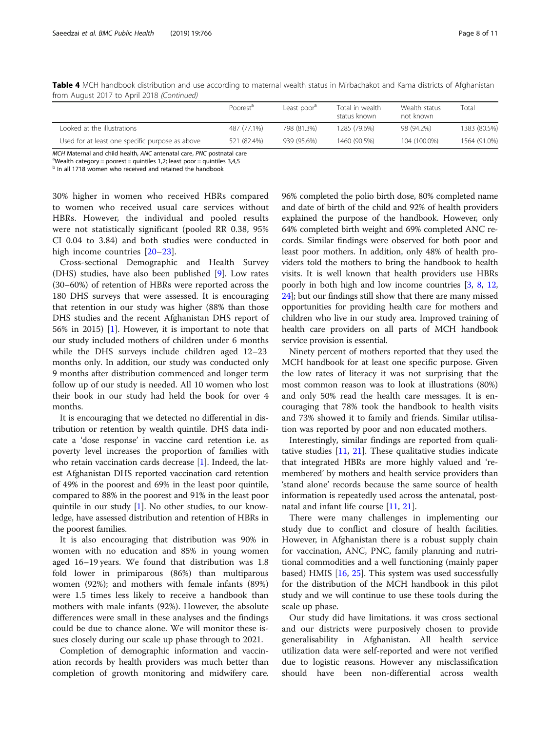**Table 4** MCH handbook distribution and use according to maternal wealth status in Mirbachakot and Kama districts of Afghanistan from August 2017 to April 2018 *(Continued)*

| | Poorest[a] | Least poor[a] | Total in wealth status known | Wealth status not known | Total |
|---|---|---|---|---|---|
| Looked at the illustrations | 487 (77.1%) | 798 (81.3%) | 1285 (79.6%) | 98 (94.2%) | 1383 (80.5%) |
| Used for at least one specific purpose as above | 521 (82.4%) | 939 (95.6%) | 1460 (90.5%) | 104 (100.0%) | 1564 (91.0%) |

*MCH* Maternal and child health, *ANC* antenatal care, *PNC* postnatal care
[a]Wealth category = poorest = quintiles 1,2; least poor = quintiles 3,4,5
[b] In all 1718 women who received and retained the handbook

30% higher in women who received HBRs compared to women who received usual care services without HBRs. However, the individual and pooled results were not statistically significant (pooled RR 0.38, 95% CI 0.04 to 3.84) and both studies were conducted in high income countries [20–23].

Cross-sectional Demographic and Health Survey (DHS) studies, have also been published [9]. Low rates (30–60%) of retention of HBRs were reported across the 180 DHS surveys that were assessed. It is encouraging that retention in our study was higher (88% than those DHS studies and the recent Afghanistan DHS report of 56% in 2015) [1]. However, it is important to note that our study included mothers of children under 6 months while the DHS surveys include children aged 12–23 months only. In addition, our study was conducted only 9 months after distribution commenced and longer term follow up of our study is needed. All 10 women who lost their book in our study had held the book for over 4 months.

It is encouraging that we detected no differential in distribution or retention by wealth quintile. DHS data indicate a 'dose response' in vaccine card retention i.e. as poverty level increases the proportion of families with who retain vaccination cards decrease [1]. Indeed, the latest Afghanistan DHS reported vaccination card retention of 49% in the poorest and 69% in the least poor quintile, compared to 88% in the poorest and 91% in the least poor quintile in our study [1]. No other studies, to our knowledge, have assessed distribution and retention of HBRs in the poorest families.

It is also encouraging that distribution was 90% in women with no education and 85% in young women aged 16–19 years. We found that distribution was 1.8 fold lower in primiparous (86%) than multiparous women (92%); and mothers with female infants (89%) were 1.5 times less likely to receive a handbook than mothers with male infants (92%). However, the absolute differences were small in these analyses and the findings could be due to chance alone. We will monitor these issues closely during our scale up phase through to 2021.

Completion of demographic information and vaccination records by health providers was much better than completion of growth monitoring and midwifery care. 96% completed the polio birth dose, 80% completed name and date of birth of the child and 92% of health providers explained the purpose of the handbook. However, only 64% completed birth weight and 69% completed ANC records. Similar findings were observed for both poor and least poor mothers. In addition, only 48% of health providers told the mothers to bring the handbook to health visits. It is well known that health providers use HBRs poorly in both high and low income countries [3, 8, 12, 24]; but our findings still show that there are many missed opportunities for providing health care for mothers and children who live in our study area. Improved training of health care providers on all parts of MCH handbook service provision is essential.

Ninety percent of mothers reported that they used the MCH handbook for at least one specific purpose. Given the low rates of literacy it was not surprising that the most common reason was to look at illustrations (80%) and only 50% read the health care messages. It is encouraging that 78% took the handbook to health visits and 73% showed it to family and friends. Similar utilisation was reported by poor and non educated mothers.

Interestingly, similar findings are reported from qualitative studies [11, 21]. These qualitative studies indicate that integrated HBRs are more highly valued and 'remembered' by mothers and health service providers than 'stand alone' records because the same source of health information is repeatedly used across the antenatal, postnatal and infant life course [11, 21].

There were many challenges in implementing our study due to conflict and closure of health facilities. However, in Afghanistan there is a robust supply chain for vaccination, ANC, PNC, family planning and nutritional commodities and a well functioning (mainly paper based) HMIS [16, 25]. This system was used successfully for the distribution of the MCH handbook in this pilot study and we will continue to use these tools during the scale up phase.

Our study did have limitations. it was cross sectional and our districts were purposively chosen to provide generalisability in Afghanistan. All health service utilization data were self-reported and were not verified due to logistic reasons. However any misclassification should have been non-differential across wealth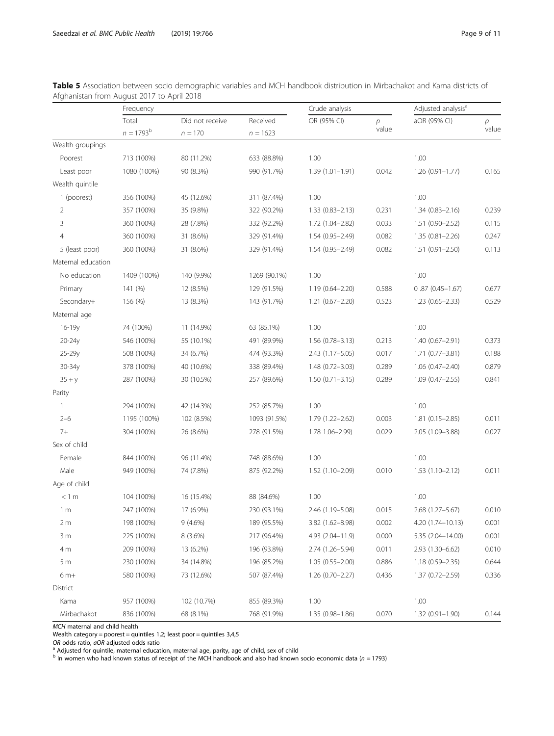**Table 5** Association between socio demographic variables and MCH handbook distribution in Mirbachakot and Kama districts of Afghanistan from August 2017 to April 2018

| | Frequency | | | Crude analysis | | Adjusted analysis[a] | |
|---|---|---|---|---|---|---|---|
| | Total $n = 1793$[b] | Did not receive $n = 170$ | Received $n = 1623$ | OR (95% CI) | *p* value | aOR (95% CI) | *p* value |
| Wealth groupings | | | | | | | |
| Poorest | 713 (100%) | 80 (11.2%) | 633 (88.8%) | 1.00 | | 1.00 | |
| Least poor | 1080 (100%) | 90 (8.3%) | 990 (91.7%) | 1.39 (1.01–1.91) | 0.042 | 1.26 (0.91–1.77) | 0.165 |
| Wealth quintile | | | | | | | |
| 1 (poorest) | 356 (100%) | 45 (12.6%) | 311 (87.4%) | 1.00 | | 1.00 | |
| 2 | 357 (100%) | 35 (9.8%) | 322 (90.2%) | 1.33 (0.83–2.13) | 0.231 | 1.34 (0.83–2.16) | 0.239 |
| 3 | 360 (100%) | 28 (7.8%) | 332 (92.2%) | 1.72 (1.04–2.82) | 0.033 | 1.51 (0.90–2.52) | 0.115 |
| 4 | 360 (100%) | 31 (8.6%) | 329 (91.4%) | 1.54 (0.95–2.49) | 0.082 | 1.35 (0.81–2.26) | 0.247 |
| 5 (least poor) | 360 (100%) | 31 (8.6%) | 329 (91.4%) | 1.54 (0.95–2.49) | 0.082 | 1.51 (0.91–2.50) | 0.113 |
| Maternal education | | | | | | | |
| No education | 1409 (100%) | 140 (9.9%) | 1269 (90.1%) | 1.00 | | 1.00 | |
| Primary | 141 (%) | 12 (8.5%) | 129 (91.5%) | 1.19 (0.64–2.20) | 0.588 | 0 .87 (0.45–1.67) | 0.677 |
| Secondary+ | 156 (%) | 13 (8.3%) | 143 (91.7%) | 1.21 (0.67–2.20) | 0.523 | 1.23 (0.65–2.33) | 0.529 |
| Maternal age | | | | | | | |
| 16-19y | 74 (100%) | 11 (14.9%) | 63 (85.1%) | 1.00 | | 1.00 | |
| 20-24y | 546 (100%) | 55 (10.1%) | 491 (89.9%) | 1.56 (0.78–3.13) | 0.213 | 1.40 (0.67–2.91) | 0.373 |
| 25-29y | 508 (100%) | 34 (6.7%) | 474 (93.3%) | 2.43 (1.17–5.05) | 0.017 | 1.71 (0.77–3.81) | 0.188 |
| 30-34y | 378 (100%) | 40 (10.6%) | 338 (89.4%) | 1.48 (0.72–3.03) | 0.289 | 1.06 (0.47–2.40) | 0.879 |
| 35 + y | 287 (100%) | 30 (10.5%) | 257 (89.6%) | 1.50 (0.71–3.15) | 0.289 | 1.09 (0.47–2.55) | 0.841 |
| Parity | | | | | | | |
| 1 | 294 (100%) | 42 (14.3%) | 252 (85.7%) | 1.00 | | 1.00 | |
| 2–6 | 1195 (100%) | 102 (8.5%) | 1093 (91.5%) | 1.79 (1.22–2.62) | 0.003 | 1.81 (0.15–2.85) | 0.011 |
| 7+ | 304 (100%) | 26 (8.6%) | 278 (91.5%) | 1.78 1.06–2.99) | 0.029 | 2.05 (1.09–3.88) | 0.027 |
| Sex of child | | | | | | | |
| Female | 844 (100%) | 96 (11.4%) | 748 (88.6%) | 1.00 | | 1.00 | |
| Male | 949 (100%) | 74 (7.8%) | 875 (92.2%) | 1.52 (1.10–2.09) | 0.010 | 1.53 (1.10–2.12) | 0.011 |
| Age of child | | | | | | | |
| < 1 m | 104 (100%) | 16 (15.4%) | 88 (84.6%) | 1.00 | | 1.00 | |
| 1 m | 247 (100%) | 17 (6.9%) | 230 (93.1%) | 2.46 (1.19–5.08) | 0.015 | 2.68 (1.27–5.67) | 0.010 |
| 2 m | 198 (100%) | 9 (4.6%) | 189 (95.5%) | 3.82 (1.62–8.98) | 0.002 | 4.20 (1.74–10.13) | 0.001 |
| 3 m | 225 (100%) | 8 (3.6%) | 217 (96.4%) | 4.93 (2.04–11.9) | 0.000 | 5.35 (2.04–14.00) | 0.001 |
| 4 m | 209 (100%) | 13 (6.2%) | 196 (93.8%) | 2.74 (1.26–5.94) | 0.011 | 2.93 (1.30–6.62) | 0.010 |
| 5 m | 230 (100%) | 34 (14.8%) | 196 (85.2%) | 1.05 (0.55–2.00) | 0.886 | 1.18 (0.59–2.35) | 0.644 |
| 6 m+ | 580 (100%) | 73 (12.6%) | 507 (87.4%) | 1.26 (0.70–2.27) | 0.436 | 1.37 (0.72–2.59) | 0.336 |
| District | | | | | | | |
| Kama | 957 (100%) | 102 (10.7%) | 855 (89.3%) | 1.00 | | 1.00 | |
| Mirbachakot | 836 (100%) | 68 (8.1%) | 768 (91.9%) | 1.35 (0.98–1.86) | 0.070 | 1.32 (0.91–1.90) | 0.144 |

*MCH* maternal and child health

Wealth category = poorest = quintiles 1,2; least poor = quintiles 3,4,5

*OR* odds ratio, *aOR* adjusted odds ratio

[a] Adjusted for quintile, maternal education, maternal age, parity, age of child, sex of child

[b] In women who had known status of receipt of the MCH handbook and also had known socio economic data ($n = 1793$)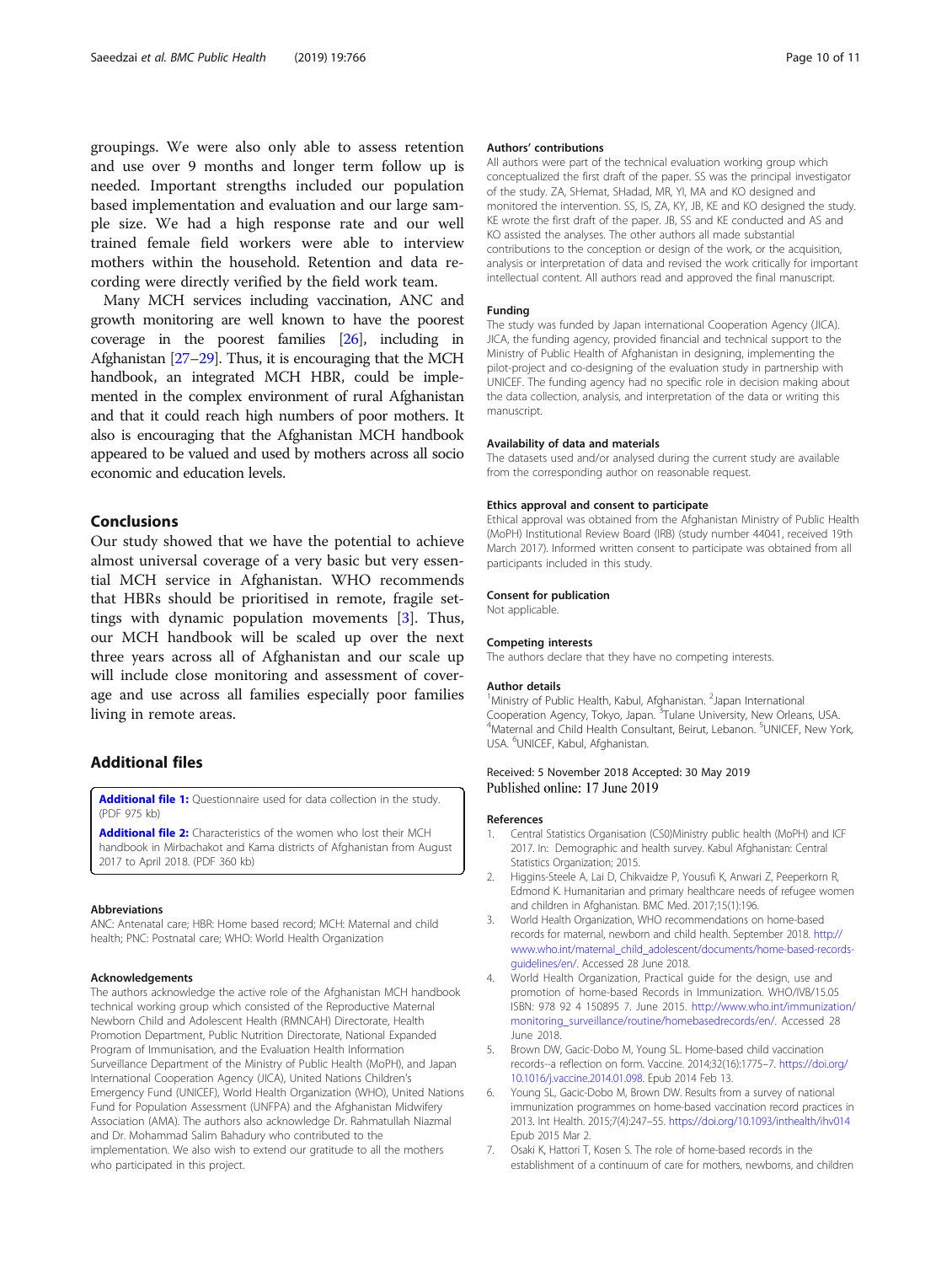groupings. We were also only able to assess retention and use over 9 months and longer term follow up is needed. Important strengths included our population based implementation and evaluation and our large sample size. We had a high response rate and our well trained female field workers were able to interview mothers within the household. Retention and data recording were directly verified by the field work team.

Many MCH services including vaccination, ANC and growth monitoring are well known to have the poorest coverage in the poorest families [26], including in Afghanistan [27–29]. Thus, it is encouraging that the MCH handbook, an integrated MCH HBR, could be implemented in the complex environment of rural Afghanistan and that it could reach high numbers of poor mothers. It also is encouraging that the Afghanistan MCH handbook appeared to be valued and used by mothers across all socio economic and education levels.

## Conclusions

Our study showed that we have the potential to achieve almost universal coverage of a very basic but very essential MCH service in Afghanistan. WHO recommends that HBRs should be prioritised in remote, fragile settings with dynamic population movements [3]. Thus, our MCH handbook will be scaled up over the next three years across all of Afghanistan and our scale up will include close monitoring and assessment of coverage and use across all families especially poor families living in remote areas.

## Additional files

**Additional file 1:** Questionnaire used for data collection in the study. (PDF 975 kb)

**Additional file 2:** Characteristics of the women who lost their MCH handbook in Mirbachakot and Kama districts of Afghanistan from August 2017 to April 2018. (PDF 360 kb)

#### Abbreviations

ANC: Antenatal care; HBR: Home based record; MCH: Maternal and child health; PNC: Postnatal care; WHO: World Health Organization

#### Acknowledgements

The authors acknowledge the active role of the Afghanistan MCH handbook technical working group which consisted of the Reproductive Maternal Newborn Child and Adolescent Health (RMNCAH) Directorate, Health Promotion Department, Public Nutrition Directorate, National Expanded Program of Immunisation, and the Evaluation Health Information Surveillance Department of the Ministry of Public Health (MoPH), and Japan International Cooperation Agency (JICA), United Nations Children's Emergency Fund (UNICEF), World Health Organization (WHO), United Nations Fund for Population Assessment (UNFPA) and the Afghanistan Midwifery Association (AMA). The authors also acknowledge Dr. Rahmatullah Niazmal and Dr. Mohammad Salim Bahadury who contributed to the implementation. We also wish to extend our gratitude to all the mothers who participated in this project.

#### Authors' contributions

All authors were part of the technical evaluation working group which conceptualized the first draft of the paper. SS was the principal investigator of the study. ZA, SHemat, SHadad, MR, YI, MA and KO designed and monitored the intervention. SS, IS, ZA, KY, JB, KE and KO designed the study. KE wrote the first draft of the paper. JB, SS and KE conducted and AS and KO assisted the analyses. The other authors all made substantial contributions to the conception or design of the work, or the acquisition, analysis or interpretation of data and revised the work critically for important intellectual content. All authors read and approved the final manuscript.

#### Funding

The study was funded by Japan international Cooperation Agency (JICA). JICA, the funding agency, provided financial and technical support to the Ministry of Public Health of Afghanistan in designing, implementing the pilot-project and co-designing of the evaluation study in partnership with UNICEF. The funding agency had no specific role in decision making about the data collection, analysis, and interpretation of the data or writing this manuscript.

#### Availability of data and materials

The datasets used and/or analysed during the current study are available from the corresponding author on reasonable request.

#### Ethics approval and consent to participate

Ethical approval was obtained from the Afghanistan Ministry of Public Health (MoPH) Institutional Review Board (IRB) (study number 44041, received 19th March 2017). Informed written consent to participate was obtained from all participants included in this study.

#### Consent for publication

Not applicable.

#### Competing interests

The authors declare that they have no competing interests.

#### Author details

[1]Ministry of Public Health, Kabul, Afghanistan. [2]Japan International Cooperation Agency, Tokyo, Japan. [3]Tulane University, New Orleans, USA. [4]Maternal and Child Health Consultant, Beirut, Lebanon. [5]UNICEF, New York, USA. [6]UNICEF, Kabul, Afghanistan.

Received: 5 November 2018 Accepted: 30 May 2019
Published online: 17 June 2019

#### References

1. Central Statistics Organisation (CS0)Ministry public health (MoPH) and ICF 2017. In: Demographic and health survey. Kabul Afghanistan: Central Statistics Organization; 2015.
2. Higgins-Steele A, Lai D, Chikvaidze P, Yousufi K, Anwari Z, Peeperkorn R, Edmond K. Humanitarian and primary healthcare needs of refugee women and children in Afghanistan. BMC Med. 2017;15(1):196.
3. World Health Organization, WHO recommendations on home-based records for maternal, newborn and child health. September 2018. http://www.who.int/maternal_child_adolescent/documents/home-based-records-guidelines/en/. Accessed 28 June 2018.
4. World Health Organization, Practical guide for the design, use and promotion of home-based Records in Immunization. WHO/IVB/15.05 ISBN: 978 92 4 150895 7. June 2015. http://www.who.int/immunization/monitoring_surveillance/routine/homebasedrecords/en/. Accessed 28 June 2018.
5. Brown DW, Gacic-Dobo M, Young SL. Home-based child vaccination records--a reflection on form. Vaccine. 2014;32(16):1775–7. https://doi.org/10.1016/j.vaccine.2014.01.098. Epub 2014 Feb 13.
6. Young SL, Gacic-Dobo M, Brown DW. Results from a survey of national immunization programmes on home-based vaccination record practices in 2013. Int Health. 2015;7(4):247–55. https://doi.org/10.1093/inthealth/ihv014 Epub 2015 Mar 2.
7. Osaki K, Hattori T, Kosen S. The role of home-based records in the establishment of a continuum of care for mothers, newborns, and children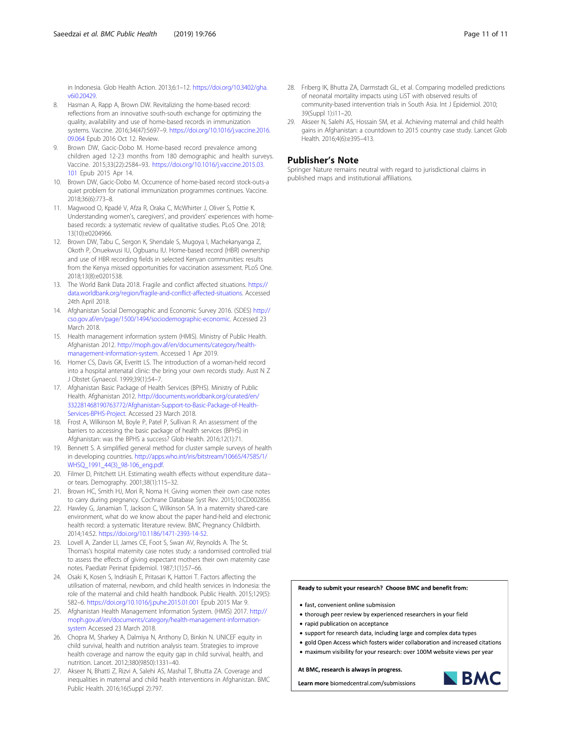in Indonesia. Glob Health Action. 2013;6:1–12. https://doi.org/10.3402/gha.v6i0.20429.

8. Hasman A, Rapp A, Brown DW. Revitalizing the home-based record: reflections from an innovative south-south exchange for optimizing the quality, availability and use of home-based records in immunization systems. Vaccine. 2016;34(47):5697–9. https://doi.org/10.1016/j.vaccine.2016.09.064 Epub 2016 Oct 12. Review.
9. Brown DW, Gacic-Dobo M. Home-based record prevalence among children aged 12-23 months from 180 demographic and health surveys. Vaccine. 2015;33(22):2584–93. https://doi.org/10.1016/j.vaccine.2015.03.101 Epub 2015 Apr 14.
10. Brown DW, Gacic-Dobo M. Occurrence of home-based record stock-outs-a quiet problem for national immunization programmes continues. Vaccine. 2018;36(6):773–8.
11. Magwood O, Kpadé V, Afza R, Oraka C, McWhirter J, Oliver S, Pottie K. Understanding women's, caregivers', and providers' experiences with home-based records: a systematic review of qualitative studies. PLoS One. 2018;13(10):e0204966.
12. Brown DW, Tabu C, Sergon K, Shendale S, Mugoya I, Machekanyanga Z, Okoth P, Onuekwusi IU, Ogbuanu IU. Home-based record (HBR) ownership and use of HBR recording fields in selected Kenyan communities: results from the Kenya missed opportunities for vaccination assessment. PLoS One. 2018;13(8):e0201538.
13. The World Bank Data 2018. Fragile and conflict affected situations. https://data.worldbank.org/region/fragile-and-conflict-affected-situations. Accessed 24th April 2018.
14. Afghanistan Social Demographic and Economic Survey 2016. (SDES) http://cso.gov.af/en/page/1500/1494/sociodemographic-economic. Accessed 23 March 2018.
15. Health management information system (HMIS). Ministry of Public Health. Afghanistan 2012. http://moph.gov.af/en/documents/category/health-management-information-system. Accessed 1 Apr 2019.
16. Homer CS, Davis GK, Everitt LS. The introduction of a woman-held record into a hospital antenatal clinic: the bring your own records study. Aust N Z J Obstet Gynaecol. 1999;39(1):54–7.
17. Afghanistan Basic Package of Health Services (BPHS). Ministry of Public Health. Afghanistan 2012. http://documents.worldbank.org/curated/en/332281468190763772/Afghanistan-Support-to-Basic-Package-of-Health-Services-BPHS-Project. Accessed 23 March 2018.
18. Frost A, Wilkinson M, Boyle P, Patel P, Sullivan R. An assessment of the barriers to accessing the basic package of health services (BPHS) in Afghanistan: was the BPHS a success? Glob Health. 2016;12(1):71.
19. Bennett S. A simplified general method for cluster sample surveys of health in developing countries. http://apps.who.int/iris/bitstream/10665/47585/1/WHSQ_1991_44(3)_98-106_eng.pdf.
20. Filmer D, Pritchett LH. Estimating wealth effects without expenditure data--or tears. Demography. 2001;38(1):115–32.
21. Brown HC, Smith HJ, Mori R, Noma H. Giving women their own case notes to carry during pregnancy. Cochrane Database Syst Rev. 2015;10:CD002856.
22. Hawley G, Janamian T, Jackson C, Wilkinson SA. In a maternity shared-care environment, what do we know about the paper hand-held and electronic health record: a systematic literature review. BMC Pregnancy Childbirth. 2014;14:52. https://doi.org/10.1186/1471-2393-14-52.
23. Lovell A, Zander LI, James CE, Foot S, Swan AV, Reynolds A. The St. Thomas's hospital maternity case notes study: a randomised controlled trial to assess the effects of giving expectant mothers their own maternity case notes. Paediatr Perinat Epidemiol. 1987;1(1):57–66.
24. Osaki K, Kosen S, Indriasih E, Pritasari K, Hattori T. Factors affecting the utilisation of maternal, newborn, and child health services in Indonesia: the role of the maternal and child health handbook. Public Health. 2015;129(5):582–6. https://doi.org/10.1016/j.puhe.2015.01.001 Epub 2015 Mar 9.
25. Afghanistan Health Management Information System. (HMIS) 2017. http://moph.gov.af/en/documents/category/health-management-information-system Accessed 23 March 2018.
26. Chopra M, Sharkey A, Dalmiya N, Anthony D, Binkin N. UNICEF equity in child survival, health and nutrition analysis team. Strategies to improve health coverage and narrow the equity gap in child survival, health, and nutrition. Lancet. 2012;380(9850):1331–40.
27. Akseer N, Bhatti Z, Rizvi A, Salehi AS, Mashal T, Bhutta ZA. Coverage and inequalities in maternal and child health interventions in Afghanistan. BMC Public Health. 2016;16(Suppl 2):797.
28. Friberg IK, Bhutta ZA, Darmstadt GL, et al. Comparing modelled predictions of neonatal mortality impacts using LiST with observed results of community-based intervention trials in South Asia. Int J Epidemiol. 2010;39(Suppl 1):i11–20.
29. Akseer N, Salehi AS, Hossain SM, et al. Achieving maternal and child health gains in Afghanistan: a countdown to 2015 country case study. Lancet Glob Health. 2016;4(6):e395–413.

## Publisher's Note

Springer Nature remains neutral with regard to jurisdictional claims in published maps and institutional affiliations.

**Ready to submit your research? Choose BMC and benefit from:**

- fast, convenient online submission
- thorough peer review by experienced researchers in your field
- rapid publication on acceptance
- support for research data, including large and complex data types
- gold Open Access which fosters wider collaboration and increased citations
- maximum visibility for your research: over 100M website views per year

**At BMC, research is always in progress.**

**Learn more** biomedcentral.com/submissions

BMC